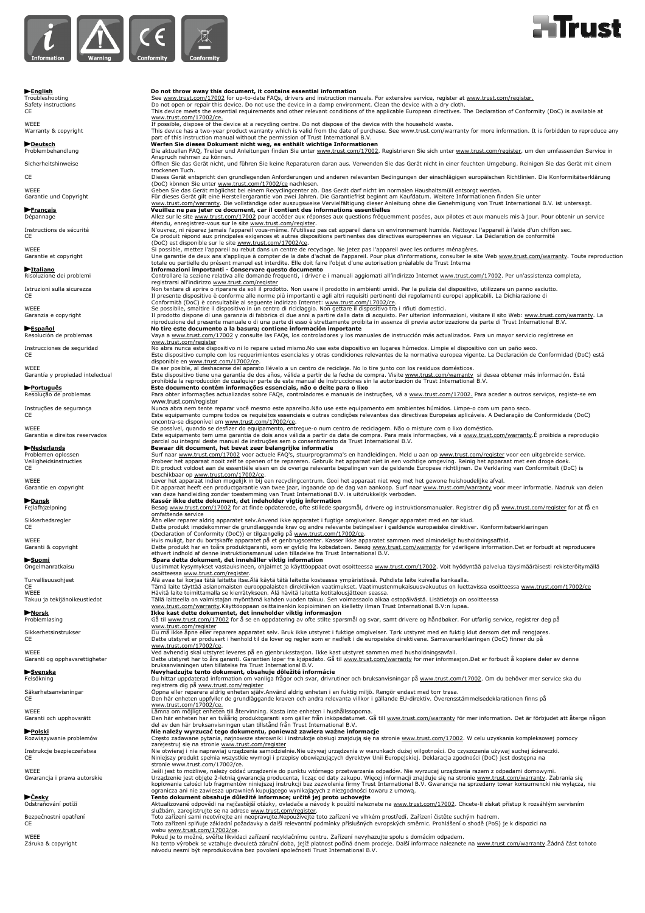Information | Warning | Conformity | Conformity

**Trust**

## English

**Do not throw away this document, it contains essential information**

| | |
|---|---|
| Troubleshooting | See www.trust.com/17002 for up-to-date FAQs, drivers and instruction manuals. For extensive service, register at www.trust.com/register. |
| Safety instructions | Do not open or repair this device. Do not use the device in a damp environment. Clean the device with a dry cloth. |
| CE | This device meets the essential requirements and other relevant conditions of the applicable European directives. The Declaration of Conformity (DoC) is available at www.trust.com/17002/ce. |
| WEEE | If possible, dispose of the device at a recycling centre. Do not dispose of the device with the household waste. |
| Warranty & copyright | This device has a two-year product warranty which is valid from the date of purchase. See www.trust.com/warranty for more information. It is forbidden to reproduce any part of this instruction manual without the permission of Trust International B.V. |

## Deutsch

**Werfen Sie dieses Dokument nicht weg, es enthält wichtige Informationen**

| | |
|---|---|
| Problembehandlung | Die aktuellen FAQ, Treiber und Anleitungen finden Sie unter www.trust.com/17002. Registrieren Sie sich unter www.trust.com/register, um den umfassenden Service in Anspruch nehmen zu können. |
| Sicherheitshinweise | Öffnen Sie das Gerät nicht, und führen Sie keine Reparaturen daran aus. Verwenden Sie das Gerät nicht in einer feuchten Umgebung. Reinigen Sie das Gerät mit einem trockenen Tuch. |
| CE | Dieses Gerät entspricht den grundlegenden Anforderungen und anderen relevanten Bedingungen der einschlägigen europäischen Richtlinien. Die Konformitätserklärung (DoC) können Sie unter www.trust.com/17002/ce nachlesen. |
| WEEE | Geben Sie das Gerät möglichst bei einem Recyclingcenter ab. Das Gerät darf nicht im normalen Haushaltsmüll entsorgt werden. |
| Garantie und Copyright | Für dieses Gerät gilt eine Herstellergarantie von zwei Jahren. Die Garantiefrist beginnt am Kaufdatum. Weitere Informationen finden Sie unter www.trust.com/warranty. Die vollständige oder auszugsweise Vervielfältigung dieser Anleitung ohne die Genehmigung von Trust International B.V. ist untersagt. |

## Français

**Veuillez ne pas jeter ce document, car il contient des informations essentielles**

| | |
|---|---|
| Dépannage | Allez sur le site www.trust.com/17002 pour accéder aux réponses aux questions fréquemment posées, aux pilotes et aux manuels mis à jour. Pour obtenir un service étendu, enregistrez-vous sur le site www.trust.com/register. |
| Instructions de sécurité | N'ouvrez, ni réparez jamais l'appareil vous-même. N'utilisez pas cet appareil dans un environnement humide. Nettoyez l'appareil à l'aide d'un chiffon sec. |
| CE | Ce produit répond aux principales exigences et autres dispositions pertinentes des directives européennes en vigueur. La Déclaration de conformité (DoC) est disponible sur le site www.trust.com/17002/ce. |
| WEEE | Si possible, mettez l'appareil au rebut dans un centre de recyclage. Ne jetez pas l'appareil avec les ordures ménagères. |
| Garantie et copyright | Une garantie de deux ans s'applique à compter de la date d'achat de l'appareil. Pour plus d'informations, consulter le site Web www.trust.com/warranty. Toute reproduction totale ou partielle du présent manuel est interdite. Elle doit faire l'objet d'une autorisation préalable de Trust Interna |

## Italiano

**Informazioni importanti - Conservare questo documento**

| | |
|---|---|
| Risoluzione dei problemi | Controllare la sezione relativa alle domande frequenti, i driver e i manuali aggiornati all'indirizzo Internet www.trust.com/17002. Per un'assistenza completa, registrarsi all'indirizzo www.trust.com/register |
| Istruzioni sulla sicurezza | Non tentare di aprire o riparare da soli il prodotto. Non usare il prodotto in ambienti umidi. Per la pulizia del dispositivo, utilizzare un panno asciutto. |
| CE | Il presente dispositivo è conforme alle norme più importanti e agli altri requisiti pertinenti dei regolamenti europei applicabili. La Dichiarazione di Conformità (DoC) è consultabile al seguente indirizzo Internet: www.trust.com/17002/ce. |
| WEEE | Se possibile, smaltire il dispositivo in un centro di riciclaggio. Non gettare il dispositivo tra i rifiuti domestici. |
| Garanzia e copyright | Il prodotto dispone di una garanzia di fabbrica di due anni a partire dalla data di acquisto. Per ulteriori informazioni, visitare il sito Web: www.trust.com/warranty. La riproduzione del presente manuale o di una parte di esso è strettamente proibita in assenza di previa autorizzazione da parte di Trust International B.V. |

## Español

**No tire este documento a la basura; contiene información importante**

| | |
|---|---|
| Resolución de problemas | Vaya a www.trust.com/17002 y consulte las FAQs, los controladores y los manuales de instrucción más actualizados. Para un mayor servicio regístrese en www.trust.com/register |
| Instrucciones de seguridad | No abra nunca este dispositivo ni lo repare usted mismo.No use este dispositivo en lugares húmedos. Limpie el dispositivo con un paño seco. |
| CE | Este dispositivo cumple con los requerimientos esenciales y otras condiciones relevantes de la normativa europea vigente. La Declaración de Conformidad (DoC) está disponible en www.trust.com/17002/ce. |
| WEEE | De ser posible, al deshacerse del aparato llévelo a un centro de reciclaje. No lo tire junto con los residuos domésticos. |
| Garantía y propiedad intelectual | Este dispositivo tiene una garantía de dos años, válida a partir de la fecha de compra. Visite www.trust.com/warranty si desea obtener más información. Está prohibida la reproducción de cualquier parte de este manual de instrucciones sin la autorización de Trust International B.V. |

## Português

**Este documento contém informações essenciais, não o deite para o lixo**

| | |
|---|---|
| Resolução de problemas | Para obter informações actualizadas sobre FAQs, controladores e manuais de instruções, vá a www.trust.com/17002. Para aceder a outros serviços, registe-se em www.trust.com/register |
| Instruções de segurança | Nunca abra nem tente reparar você mesmo este aparelho.Não use este equipamento em ambientes húmidos. Limpe-o com um pano seco. |
| CE | Este equipamento cumpre todos os requisitos essenciais e outras condições relevantes das directivas Europeias aplicáveis. A Declaração de Conformidade (DoC) encontra-se disponível em www.trust.com/17002/ce. |
| WEEE | Se possível, quando se desfizer do equipamento, entregue-o num centro de reciclagem. Não o misture com o lixo doméstico. |
| Garantia e direitos reservados | Este equipamento tem uma garantia de dois anos válida a partir da data de compra. Para mais informações, vá a www.trust.com/warranty.É proibida a reprodução parcial ou integral deste manual de instruções sem o consentimento da Trust International B.V. |

## Nederlands

**Bewaar dit document, het bevat zeer belangrijke informatie**

| | |
|---|---|
| Problemen oplossen | Surf naar www.trust.com/17002 voor actuele FAQ's, stuurprogramma's en handleidingen. Meld u aan op www.trust.com/register voor een uitgebreide service. |
| Veiligheidsinstructies | Probeer het apparaat nooit zelf te openen of te repareren. Gebruik het apparaat niet in een vochtige omgeving. Reinig het apparaat met een droge doek. |
| CE | Dit product voldoet aan de essentiële eisen en de overige relevante bepalingen van de geldende Europese richtlijnen. De Verklaring van Conformiteit (DoC) is beschikbaar op www.trust.com/17002/ce. |
| WEEE | Lever het apparaat indien mogelijk in bij een recyclingcentrum. Gooi het apparaat niet weg met het gewone huishoudelijke afval. |
| Garantie en copyright | Dit apparaat heeft een productgarantie van twee jaar, ingaande op de dag van aankoop. Surf naar www.trust.com/warranty voor meer informatie. Nadruk van delen van deze handleiding zonder toestemming van Trust International B.V. is uitdrukkelijk verboden. |

## Dansk

**Kassér ikke dette dokument, det indeholder vigtig information**

| | |
|---|---|
| Fejlafhjælpning | Besøg www.trust.com/17002 for at finde opdaterede, ofte stillede spørgsmål, drivere og instruktionsmanualer. Registrer dig på www.trust.com/register for at få en omfattende service |
| Sikkerhedsregler | Åbn eller reparer aldrig apparatet selv.Anvend ikke apparatet i fugtige omgivelser. Rengør apparatet med en tør klud. |
| CE | Dette produkt imødekommer de grundlæggende krav og andre relevante betingelser i gældende europæiske direktiver. Konformitetserklæringen (Declaration of Conformity (DoC)) er tilgængelig på www.trust.com/17002/ce. |
| WEEE | Hvis muligt, bør du bortskaffe apparatet på et genbrugscenter. Kasser ikke apparatet sammen med almindeligt husholdningsaffald. |
| Garanti & copyright | Dette produkt har en toårs produktgaranti, som er gyldig fra købsdatoen. Besøg www.trust.com/warranty for yderligere information.Det er forbudt at reproducere ethvert indhold af denne instruktionsmanual uden tilladelse fra Trust International B.V. |

## Suomi

**Spara detta dokument, det innehåller viktig information**

| | |
|---|---|
| Ongelmanratkaisu | Uusimmat kysymykset vastauksineen, ohjaimet ja käyttöoppaat ovat osoitteessa www.trust.com/17002. Voit hyödyntää palvelua täysimääräisesti rekisteröitymällä osoitteessa www.trust.com/register. |
| Turvallisuusohjeet | Älä avaa tai korjaa tätä laitetta itse.Älä käytä tätä laitetta kosteassa ympäristössä. Puhdista laite kuivalla kankaalla. |
| CE | Tämä laite täyttää asianomaisten eurooppalaisten direktiivien vaatimukset. Vaatimustenmukaisuusvakuutus on luettavissa osoitteessa www.trust.com/17002/ce |
| WEEE | Hävitä laite toimittamalla se kierrätykseen. Älä hävitä laitetta kotitalousjätteen seassa. |
| Takuu ja tekijänoikeustiedot | Tällä laitteella on valmistajan myöntämä kahden vuoden takuu. Sen voimassaolo alkaa ostopäivästä. Lisätietoja on osoitteessa www.trust.com/warranty.Käyttöoppaan osittainenkin kopioiminen on kielletty ilman Trust International B.V:n lupaa. |

## Norsk

**Ikke kast dette dokumentet, det inneholder viktig informasjon**

| | |
|---|---|
| Problemløsing | Gå til www.trust.com/17002 for å se en oppdatering av ofte stilte spørsmål og svar, samt drivere og håndbøker. For utførlig service, registrer deg på www.trust.com/register |
| Sikkerhetsinstrukser | Du må ikke åpne eller reparere apparatet selv. Bruk ikke utstyret i fuktige omgivelser. Tørk utstyret med en fuktig klut dersom det må rengjøres. |
| CE | Dette utstyret er produsert i henhold til de lover og regler som er nedfelt i de europeiske direktivene. Samsvarserklæringen (DoC) finner du på www.trust.com/17002/ce. |
| WEEE | Ved avhending skal utstyret leveres på en gjenbruksstasjon. Ikke kast utstyret sammen med husholdningsavfall. |
| Garanti og opphavsrettigheter | Dette utstyret har to års garanti. Garantien løper fra kjøpsdato. Gå til www.trust.com/warranty for mer informasjon.Det er forbudt å kopiere deler av denne bruksanvisningen uten tillatelse fra Trust International B.V. |

## Svenska

**Nevyhadzujte tento dokument, obsahuje dôležité informácie**

| | |
|---|---|
| Felsökning | Du hittar uppdaterad information om vanliga frågor och svar, drivrutiner och bruksanvisningar på www.trust.com/17002. Om du behöver mer service ska du registrera dig på www.trust.com/register |
| Säkerhetsanvisningar | Öppna eller reparera aldrig enheten själv.Använd aldrig enheten i en fuktig miljö. Rengör endast med torr trasa. |
| CE | Den här enheten uppfyller de grundläggande kraven och andra relevanta villkor i gällande EU-direktiv. Överensstämmelsedeklarationen finns på www.trust.com/17002/ce. |
| WEEE | Lämna om möjligt enheten till återvinning. Kasta inte enheten i hushållssoporna. |
| Garanti och upphovsrätt | Den här enheten har en tvåårig produktgaranti som gäller från inköpsdatumet. Gå till www.trust.com/warranty för mer information. Det är förbjudet att återge någon del av den här bruksanvisningen utan tillstånd från Trust International B.V. |

## Polski

**Nie należy wyrzucać tego dokumentu, ponieważ zawiera ważne informacje**

| | |
|---|---|
| Rozwiązywanie problemów | Często zadawane pytania, najnowsze sterowniki i instrukcje obsługi znajdują się na stronie www.trust.com/17002. W celu uzyskania kompleksowej pomocy zarejestruj się na stronie www.trust.com/register |
| Instrukcje bezpieczeństwa | Nie otwieraj i nie naprawiaj urządzenia samodzielnie.Nie używaj urządzenia w warunkach dużej wilgotności. Do czyszczenia używaj suchej ściereczki. |
| CE | Niniejszy produkt spełnia wszystkie wymogi i przepisy obowiązujących dyrektyw Unii Europejskiej. Deklaracja zgodności (DoC) jest dostępna na stronie www.trust.com/17002/ce. |
| WEEE | Jeśli jest to możliwe, należy oddać urządzenie do punktu wtórnego przetwarzania odpadów. Nie wyrzucaj urządzenia razem z odpadami domowymi. |
| Gwarancja i prawa autorskie | Urządzenie jest objęte 2-letnią gwarancją producenta, licząc od daty zakupu. Więcej informacji znajduje się na stronie www.trust.com/warranty. Zabrania się kopiowania całości lub fragmentów niniejszej instrukcji bez zezwolenia firmy Trust International B.V. Gwarancja na sprzedany towar konsumencki nie wyłącza, nie ogranicza ani nie zawiesza uprawnień kupującego wynikających z niezgodności towaru z umową. |

## Česky

**Tento dokument obsahuje důležité informace; určitě jej proto uchovejte**

| | |
|---|---|
| Odstraňování potíží | Aktualizované odpovědi na nejčastější otázky, ovladače a návody k použití naleznete na www.trust.com/17002. Chcete-li získat přístup k rozsáhlým servisním službám, zaregistrujte se na adrese www.trust.com/register. |
| Bezpečnostní opatření | Toto zařízení sami neotvírejte ani neopravujte.Nepoužívejte toto zařízení ve vlhkém prostředí. Zařízení čistěte suchým hadrem. |
| CE | Toto zařízení splňuje základní požadavky a další relevantní podmínky příslušných evropských směrnic. Prohlášení o shodě (PoS) je k dispozici na webu www.trust.com/17002/ce. |
| WEEE | Pokud je to možné, svěřte likvidaci zařízení recyklačnímu centru. Zařízení nevyhazujte spolu s domácím odpadem. |
| Záruka & copyright | Na tento výrobek se vztahuje dvouletá záruční doba, jejíž platnost počíná dnem prodeje. Další informace naleznete na www.trust.com/warranty.Žádná část tohoto návodu nesmí být reprodukována bez povolení společnosti Trust International B.V. |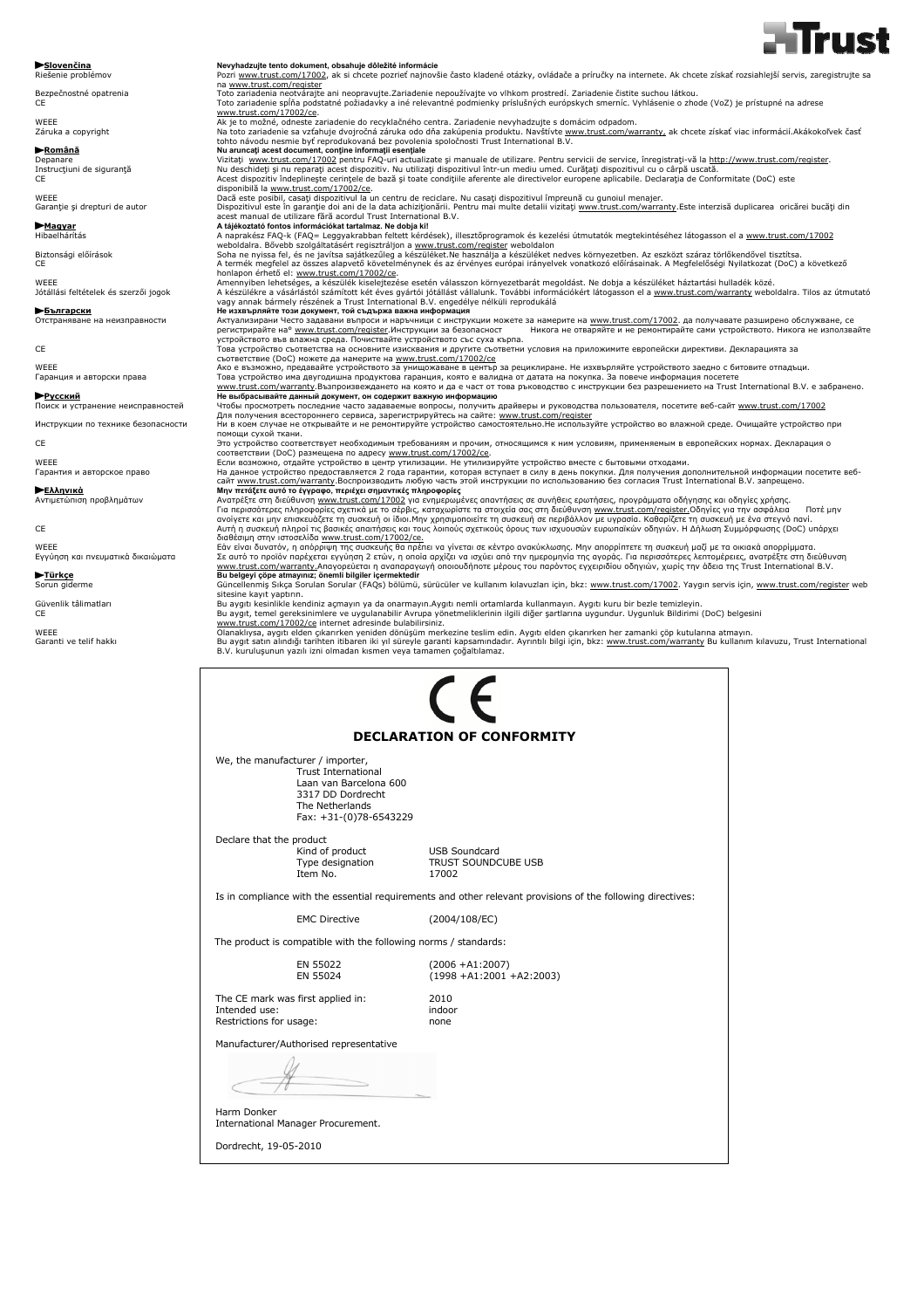# Trust

**Slovenčina**

**Nevyhadzujte tento dokument, obsahuje dôležité informácie**

Riešenie problémov — Pozri www.trust.com/17002, ak si chcete pozrieť najnovšie často kladené otázky, ovládače a príručky na internete. Ak chcete získať rozsiahlejší servis, zaregistrujte sa na www.trust.com/register

Bezpečnostné opatrenia — Toto zariadenia neotvárajte ani neopravujte.Zariadenie nepoužívajte vo vlhkom prostredí. Zariadenie čistite suchou látkou.

CE — Toto zariadenie spĺňa podstatné požiadavky a iné relevantné podmienky príslušných európskych smerníc. Vyhlásenie o zhode (VoZ) je prístupné na adrese www.trust.com/17002/ce.

WEEE — Ak je to možné, odnesте zariadenie do recyklačného centra. Zariadenie nevyhadzujte s domácim odpadom.

Záruka a copyright — Na toto zariadenie sa vzťahuje dvojročná záruka odo dňa zakúpenia produktu. Navštívte www.trust.com/warranty, ak chcete získať viac informácií.Akákoľvek časť tohto návodu nesmie byť reprodukovaná bez povolenia spoločnosti Trust International B.V.

**Română**

**Nu aruncaţi acest document, conţine informaţii esenţiale**

Depanare — Vizitaţi www.trust.com/17002 pentru FAQ-uri actualizate şi manuale de utilizare. Pentru servicii de service, înregistraţi-vă la http://www.trust.com/register.

Instrucţiuni de siguranţă — Nu deschideţi şi nu reparaţi acest dispozitiv. Nu utilizaţi dispozitivul într-un mediu umed. Curăţaţi dispozitivul cu o cârpă uscată.

CE — Acest dispozitiv îndeplineşte cerinţele de bază şi toate condiţiile aferente ale directivelor europene aplicabile. Declaraţia de Conformitate (DoC) este disponibilă la www.trust.com/17002/ce.

WEEE — Dacă este posibil, casaţi dispozitivul la un centru de reciclare. Nu casaţi dispozitivul împreună cu gunoiul menajer.

Garanţie şi drepturi de autor — Dispozitivul este în garanţie doi ani de la data achiziţionării. Pentru mai multe detalii vizitaţi www.trust.com/warranty.Este interzisă duplicarea oricărei bucăţi din acest manual de utilizare fără acordul Trust International B.V.

**Magyar**

**A tájékoztató fontos információkat tartalmaz. Ne dobja ki!**

Hibaelhárítás — A naprakész FAQ-k (FAQ= Leggyakrabban feltett kérdések), illesztőprogramok és kezelési útmutatók megtekintéséhez látogasson el a www.trust.com/17002 weboldalra. Bővebb szolgáltatásért regisztráljon a www.trust.com/register weboldalon

Biztonsági előírások — Soha ne nyissa fel, és ne javítsa sajátkezűleg a készüléket.Ne használja a készüléket nedves környezetben. Az eszközt száraz törlőkendővel tisztítsa.

CE — A termék megfelel az összes alapvető követelménynek és az érvényes európai irányelvek vonatkozó előírásainak. A Megfelelőségi Nyilatkozat (DoC) a következő honlapon érhető el: www.trust.com/17002/ce.

WEEE — Amennyiben lehetséges, a készülék kiselejtezése esetén válasszon környezetbarát megoldást. Ne dobja a készüléket háztartási hulladék közé.

Jótállási feltételek és szerzői jogok — A készülékre a vásárlástól számított két éves gyártói jótállást vállalunk. További információkért látogasson el a www.trust.com/warranty weboldalra. Tilos az útmutató vagy annak bármely részének a Trust International B.V. engedélye nélküli reprodukálá

**Български**

**Не изхвърляйте този документ, той съдържа важна информация**

Отстраняване на неизправности — Актуализирани Често задавани въпроси и наръчници с инструкции можете за намерите на www.trust.com/17002. да получавате разширено обслужване, се регистрирайте на° www.trust.com/register.Инструкции за безопасност  Никога не отваряйте и не ремонтирайте сами устройството. Никога не използвайте устройството във влажна среда. Почиствайте устройството със суха кърпа.

CE — Това устройство съответства на основните изисквания и другите съответни условия на приложимите европейски директиви. Декларацията за съответствие (DoC) можете да намерите на www.trust.com/17002/ce

WEEE — Ако е възможно, предавайте устройството за унищожаване в център за рециклиране. Не изхвърляйте устройството заедно с битовите отпадъци.

Гаранция и авторски права — Това устройство има двугодишна продуктова гаранция, която е валидна от датата на покупка. За повече информация посетете www.trust.com/warranty.Възпроизвеждането на която и да е част от това ръководство с инструкции без разрешението на Trust International B.V. е забранено.

**Русский**

**Не выбрасывайте данный документ, он содержит важную информацию**

Поиск и устранение неисправностей — Чтобы просмотреть последние часто задаваемые вопросы, получить драйверы и руководства пользователя, посетите веб-сайт www.trust.com/17002 Для получения всесторонного сервиса, зарегистрируйтесь на сайте: www.trust.com/register

Инструкции по технике безопасности — Ни в коем случае не открывайте и не ремонтируйте устройство самостоятельно.Не используйте устройство во влажной среде. Очищайте устройство при помощи сухой ткани.

CE — Это устройство соответствует необходимым требованиям и прочим, относящимся к ним условиям, применяемым в европейских нормах. Декларация о соответствии (DoC) размещена по адресу www.trust.com/17002/ce.

WEEE — Если возможно, отдайте устройство в центр утилизации. Не утилизируйте устройство вместе с бытовыми отходами.

Гарантия и авторское право — На данное устройство предоставляется 2 года гарантии, которая вступает в силу в день покупки. Для получения дополнительной информации посетите веб-сайт www.trust.com/warranty.Воспроизводить любую часть этой инструкции по использованию без согласия Trust International B.V. запрещено.

**Ελληνικά**

**Μην πετάξετε αυτό το έγγραφο, περιέχει σημαντικές πληροφορίες**

Αντιμετώπιση προβλημάτων — Ανατρέξτε στη διεύθυνση www.trust.com/17002 για ενημερωμένες απαντήσεις σε συνήθεις ερωτήσεις, προγράμματα οδήγησης και οδηγίες χρήσης. Για περισσότερες πληροφορίες σχετικά με το σέρβις, καταχωρίστε τα στοιχεία σας στη διεύθυνση www.trust.com/register.Οδηγίες για την ασφάλεια  Ποτέ μην ανοίγετε και μην επισκευάζετε τη συσκευή οι ίδιοι.Μην χρησιμοποιείτε τη συσκευή σε περιβάλλον με υγρασία. Καθαρίζετε τη συσκευή με ένα στεγνό πανί.

CE — Αυτή η συσκευή πληροί τις βασικές απαιτήσεις και τους λοιπούς σχετικούς όρους των ισχυουσών ευρωπαϊκών οδηγιών. Η Δήλωση Συμμόρφωσης (DoC) υπάρχει διαθέσιμη στην ιστοσελίδα www.trust.com/17002/ce.

WEEE — Εάν είναι δυνατόν, η απόρριψη της συσκευής θα πρέπει να γίνεται σε κέντρο ανακύκλωσης. Μην απορρίπτετε τη συσκευή μαζί με τα οικιακά απορρίμματα.

Εγγύηση και πνευματικά δικαιώματα — Σε αυτό το προϊόν παρέχεται εγγύηση 2 ετών, η οποία αρχίζει να ισχύει από την ημερομηνία της αγοράς. Για περισσότερες λεπτομέρειες, ανατρέξτε στη διεύθυνση www.trust.com/warranty.Απαγορεύεται η αναπαραγωγή οποιουδήποτε μέρους του παρόντος εγχειριδίου οδηγιών, χωρίς την άδεια της Trust International B.V.

**Türkçe**

**Bu belgeyi çöpe atmayınız; önemli bilgiler içermektedir**

Sorun giderme — Güncellenmiş Sıkça Sorulan Sorular (FAQs) bölümü, sürücüler ve kullanım kılavuzları için, bkz: www.trust.com/17002. Yaygın servis için, www.trust.com/register web sitesine kayıt yaptırın.

Güvenlik tâlimatları — Bu aygıtı kesinlikle kendiniz açmayın ya da onarmayın.Aygıtı nemli ortamlarda kullanmayın. Aygıtı kuru bir bezle temizleyin.

CE — Bu aygıt, temel gereksinimlere ve uygulanabilir Avrupa yönetmeliklerinin ilgili diğer şartlarına uygundur. Uygunluk Bildirimi (DoC) belgesini www.trust.com/17002/ce internet adresinde bulabilirsiniz.

WEEE — Olanaklıysa, aygıtı elden çıkarırken yeniden dönüşüm merkezine teslim edin. Aygıtı elden çıkarırken her zamanki çöp kutularına atmayın.

Garanti ve telif hakkı — Bu aygıt satın alındığı tarihten itibaren iki yıl süreyle garanti kapsamındadır. Ayrıntılı bilgi için, bkz: www.trust.com/warranty Bu kullanım kılavuzu, Trust International B.V. kuruluşunun yazılı izni olmadan kısmen veya tamamen çoğaltılamaz.

CE

## DECLARATION OF CONFORMITY

We, the manufacturer / importer,

Trust International
Laan van Barcelona 600
3317 DD Dordrecht
The Netherlands
Fax: +31-(0)78-6543229

Declare that the product

| | |
|---|---|
| Kind of product | USB Soundcard |
| Type designation | TRUST SOUNDCUBE USB |
| Item No. | 17002 |

Is in compliance with the essential requirements and other relevant provisions of the following directives:

| | |
|---|---|
| EMC Directive | (2004/108/EC) |

The product is compatible with the following norms / standards:

| | |
|---|---|
| EN 55022 | (2006 +A1:2007) |
| EN 55024 | (1998 +A1:2001 +A2:2003) |

| | |
|---|---|
| The CE mark was first applied in: | 2010 |
| Intended use: | indoor |
| Restrictions for usage: | none |

Manufacturer/Authorised representative

Harm Donker
International Manager Procurement.

Dordrecht, 19-05-2010